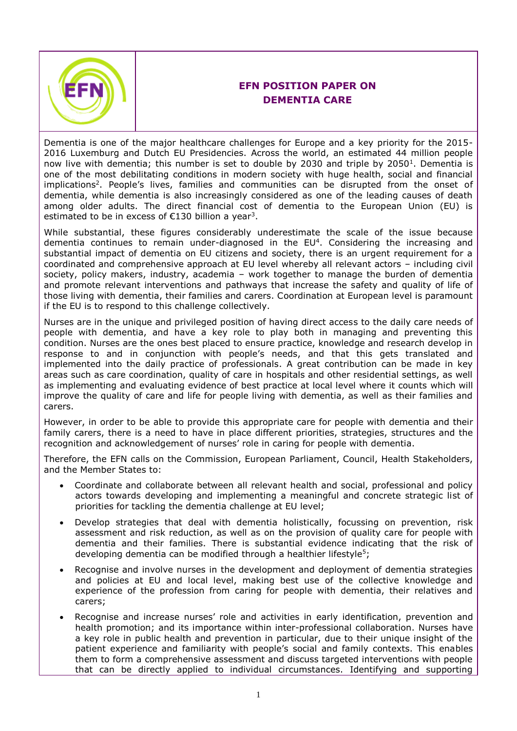# EFN POSITION PAPER ON DEMENTIA CARE

Dementia is one of the major healthcare challenges for Europe and a key priority for the 2015-2016 Luxemburg and Dutch EU Presidencies. Across the world, an estimated 44 million people now live with dementia; this number is set to double by 2030 and triple by 2050[1]. Dementia is one of the most debilitating conditions in modern society with huge health, social and financial implications[2]. People's lives, families and communities can be disrupted from the onset of dementia, while dementia is also increasingly considered as one of the leading causes of death among older adults. The direct financial cost of dementia to the European Union (EU) is estimated to be in excess of €130 billion a year[3].

While substantial, these figures considerably underestimate the scale of the issue because dementia continues to remain under-diagnosed in the EU[4]. Considering the increasing and substantial impact of dementia on EU citizens and society, there is an urgent requirement for a coordinated and comprehensive approach at EU level whereby all relevant actors – including civil society, policy makers, industry, academia – work together to manage the burden of dementia and promote relevant interventions and pathways that increase the safety and quality of life of those living with dementia, their families and carers. Coordination at European level is paramount if the EU is to respond to this challenge collectively.

Nurses are in the unique and privileged position of having direct access to the daily care needs of people with dementia, and have a key role to play both in managing and preventing this condition. Nurses are the ones best placed to ensure practice, knowledge and research develop in response to and in conjunction with people's needs, and that this gets translated and implemented into the daily practice of professionals. A great contribution can be made in key areas such as care coordination, quality of care in hospitals and other residential settings, as well as implementing and evaluating evidence of best practice at local level where it counts which will improve the quality of care and life for people living with dementia, as well as their families and carers.

However, in order to be able to provide this appropriate care for people with dementia and their family carers, there is a need to have in place different priorities, strategies, structures and the recognition and acknowledgement of nurses' role in caring for people with dementia.

Therefore, the EFN calls on the Commission, European Parliament, Council, Health Stakeholders, and the Member States to:

- Coordinate and collaborate between all relevant health and social, professional and policy actors towards developing and implementing a meaningful and concrete strategic list of priorities for tackling the dementia challenge at EU level;
- Develop strategies that deal with dementia holistically, focussing on prevention, risk assessment and risk reduction, as well as on the provision of quality care for people with dementia and their families. There is substantial evidence indicating that the risk of developing dementia can be modified through a healthier lifestyle[5];
- Recognise and involve nurses in the development and deployment of dementia strategies and policies at EU and local level, making best use of the collective knowledge and experience of the profession from caring for people with dementia, their relatives and carers;
- Recognise and increase nurses' role and activities in early identification, prevention and health promotion; and its importance within inter-professional collaboration. Nurses have a key role in public health and prevention in particular, due to their unique insight of the patient experience and familiarity with people's social and family contexts. This enables them to form a comprehensive assessment and discuss targeted interventions with people that can be directly applied to individual circumstances. Identifying and supporting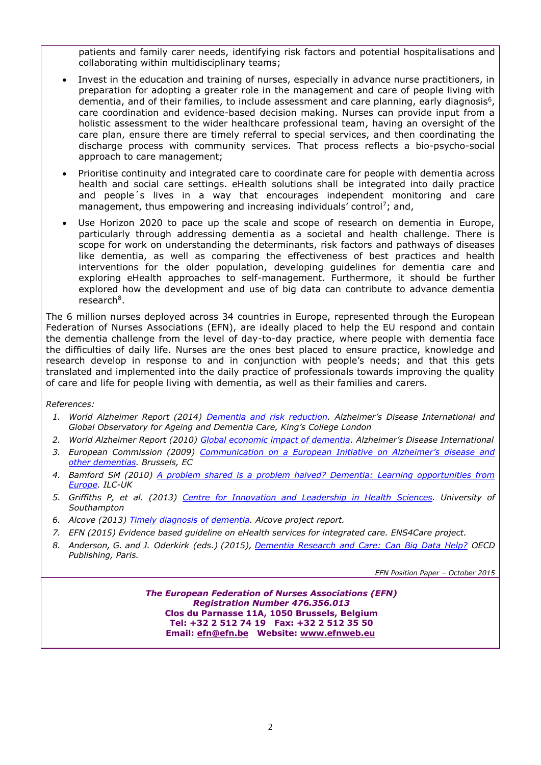patients and family carer needs, identifying risk factors and potential hospitalisations and collaborating within multidisciplinary teams;

- Invest in the education and training of nurses, especially in advance nurse practitioners, in preparation for adopting a greater role in the management and care of people living with dementia, and of their families, to include assessment and care planning, early diagnosis[6], care coordination and evidence-based decision making. Nurses can provide input from a holistic assessment to the wider healthcare professional team, having an oversight of the care plan, ensure there are timely referral to special services, and then coordinating the discharge process with community services. That process reflects a bio-psycho-social approach to care management;
- Prioritise continuity and integrated care to coordinate care for people with dementia across health and social care settings. eHealth solutions shall be integrated into daily practice and people´s lives in a way that encourages independent monitoring and care management, thus empowering and increasing individuals' control[7]; and,
- Use Horizon 2020 to pace up the scale and scope of research on dementia in Europe, particularly through addressing dementia as a societal and health challenge. There is scope for work on understanding the determinants, risk factors and pathways of diseases like dementia, as well as comparing the effectiveness of best practices and health interventions for the older population, developing guidelines for dementia care and exploring eHealth approaches to self-management. Furthermore, it should be further explored how the development and use of big data can contribute to advance dementia research[8].

The 6 million nurses deployed across 34 countries in Europe, represented through the European Federation of Nurses Associations (EFN), are ideally placed to help the EU respond and contain the dementia challenge from the level of day-to-day practice, where people with dementia face the difficulties of daily life. Nurses are the ones best placed to ensure practice, knowledge and research develop in response to and in conjunction with people's needs; and that this gets translated and implemented into the daily practice of professionals towards improving the quality of care and life for people living with dementia, as well as their families and carers.

*References:*

1. *World Alzheimer Report (2014) Dementia and risk reduction. Alzheimer's Disease International and Global Observatory for Ageing and Dementia Care, King's College London*
2. *World Alzheimer Report (2010) Global economic impact of dementia. Alzheimer's Disease International*
3. *European Commission (2009) Communication on a European Initiative on Alzheimer's disease and other dementias. Brussels, EC*
4. *Bamford SM (2010) A problem shared is a problem halved? Dementia: Learning opportunities from Europe. ILC-UK*
5. *Griffiths P, et al. (2013) Centre for Innovation and Leadership in Health Sciences. University of Southampton*
6. *Alcove (2013) Timely diagnosis of dementia. Alcove project report.*
7. *EFN (2015) Evidence based guideline on eHealth services for integrated care. ENS4Care project.*
8. *Anderson, G. and J. Oderkirk (eds.) (2015), Dementia Research and Care: Can Big Data Help? OECD Publishing, Paris.*

*EFN Position Paper – October 2015*

***The European Federation of Nurses Associations (EFN)***
***Registration Number 476.356.013***
**Clos du Parnasse 11A, 1050 Brussels, Belgium**
**Tel: +32 2 512 74 19 Fax: +32 2 512 35 50**
**Email: efn@efn.be Website: www.efnweb.eu**